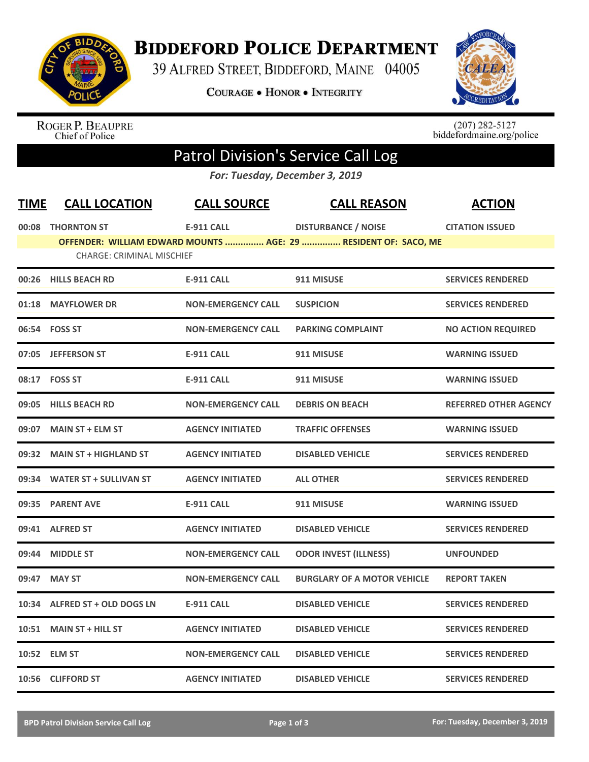# Biddeford Police Department

39 Alfred Street, Biddeford, Maine 04005

Courage • Honor • Integrity

Roger P. Beaupre
Chief of Police

(207) 282-5127
biddefordmaine.org/police

## Patrol Division's Service Call Log

*For: Tuesday, December 3, 2019*

| TIME | CALL LOCATION | CALL SOURCE | CALL REASON | ACTION |
|---|---|---|---|---|
| 00:08 | THORNTON ST | E-911 CALL | DISTURBANCE / NOISE | CITATION ISSUED |
| | OFFENDER: WILLIAM EDWARD MOUNTS ............... AGE: 29 ............... RESIDENT OF: SACO, ME | | | |
| | CHARGE: CRIMINAL MISCHIEF | | | |
| 00:26 | HILLS BEACH RD | E-911 CALL | 911 MISUSE | SERVICES RENDERED |
| 01:18 | MAYFLOWER DR | NON-EMERGENCY CALL | SUSPICION | SERVICES RENDERED |
| 06:54 | FOSS ST | NON-EMERGENCY CALL | PARKING COMPLAINT | NO ACTION REQUIRED |
| 07:05 | JEFFERSON ST | E-911 CALL | 911 MISUSE | WARNING ISSUED |
| 08:17 | FOSS ST | E-911 CALL | 911 MISUSE | WARNING ISSUED |
| 09:05 | HILLS BEACH RD | NON-EMERGENCY CALL | DEBRIS ON BEACH | REFERRED OTHER AGENCY |
| 09:07 | MAIN ST + ELM ST | AGENCY INITIATED | TRAFFIC OFFENSES | WARNING ISSUED |
| 09:32 | MAIN ST + HIGHLAND ST | AGENCY INITIATED | DISABLED VEHICLE | SERVICES RENDERED |
| 09:34 | WATER ST + SULLIVAN ST | AGENCY INITIATED | ALL OTHER | SERVICES RENDERED |
| 09:35 | PARENT AVE | E-911 CALL | 911 MISUSE | WARNING ISSUED |
| 09:41 | ALFRED ST | AGENCY INITIATED | DISABLED VEHICLE | SERVICES RENDERED |
| 09:44 | MIDDLE ST | NON-EMERGENCY CALL | ODOR INVEST (ILLNESS) | UNFOUNDED |
| 09:47 | MAY ST | NON-EMERGENCY CALL | BURGLARY OF A MOTOR VEHICLE | REPORT TAKEN |
| 10:34 | ALFRED ST + OLD DOGS LN | E-911 CALL | DISABLED VEHICLE | SERVICES RENDERED |
| 10:51 | MAIN ST + HILL ST | AGENCY INITIATED | DISABLED VEHICLE | SERVICES RENDERED |
| 10:52 | ELM ST | NON-EMERGENCY CALL | DISABLED VEHICLE | SERVICES RENDERED |
| 10:56 | CLIFFORD ST | AGENCY INITIATED | DISABLED VEHICLE | SERVICES RENDERED |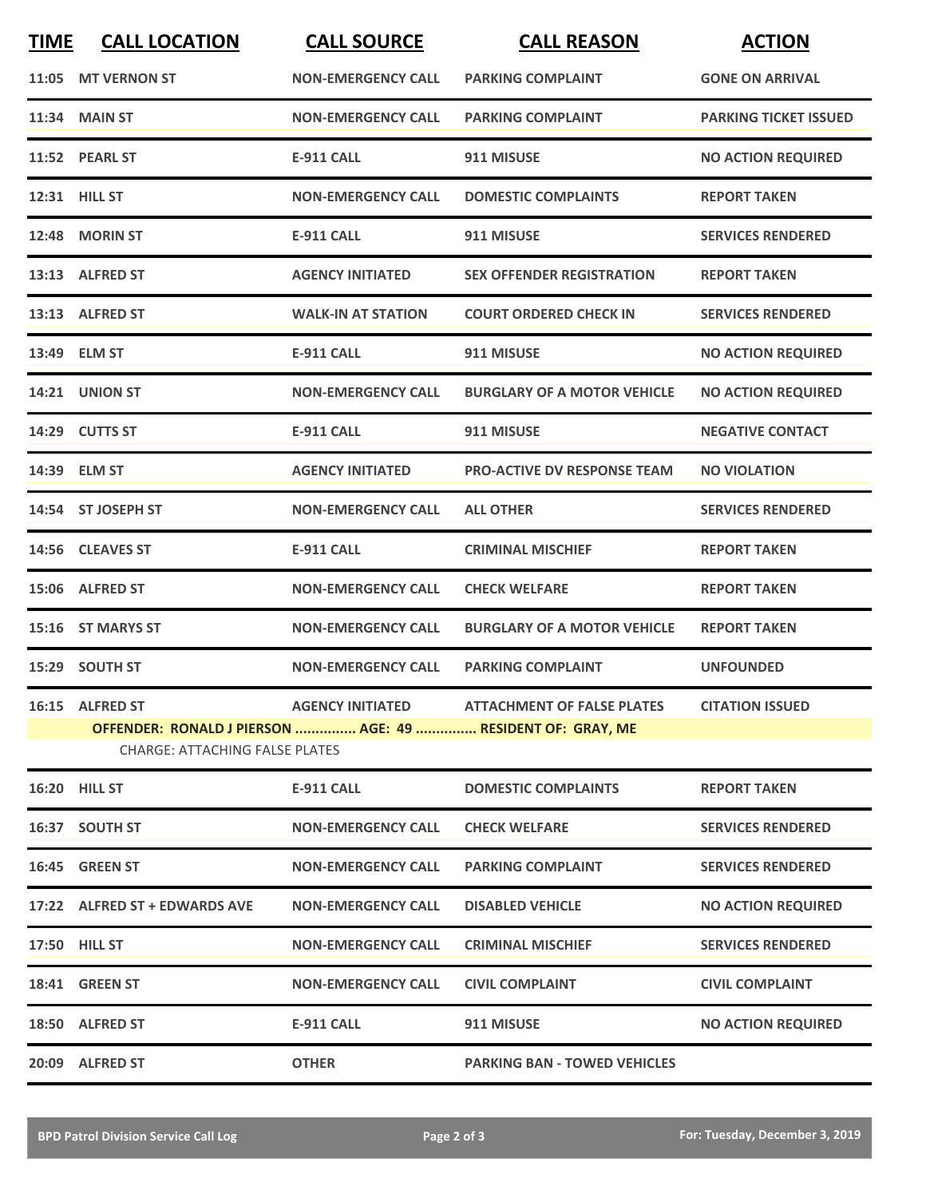| TIME | CALL LOCATION | CALL SOURCE | CALL REASON | ACTION |
|---|---|---|---|---|
| 11:05 | MT VERNON ST | NON-EMERGENCY CALL | PARKING COMPLAINT | GONE ON ARRIVAL |
| 11:34 | MAIN ST | NON-EMERGENCY CALL | PARKING COMPLAINT | PARKING TICKET ISSUED |
| 11:52 | PEARL ST | E-911 CALL | 911 MISUSE | NO ACTION REQUIRED |
| 12:31 | HILL ST | NON-EMERGENCY CALL | DOMESTIC COMPLAINTS | REPORT TAKEN |
| 12:48 | MORIN ST | E-911 CALL | 911 MISUSE | SERVICES RENDERED |
| 13:13 | ALFRED ST | AGENCY INITIATED | SEX OFFENDER REGISTRATION | REPORT TAKEN |
| 13:13 | ALFRED ST | WALK-IN AT STATION | COURT ORDERED CHECK IN | SERVICES RENDERED |
| 13:49 | ELM ST | E-911 CALL | 911 MISUSE | NO ACTION REQUIRED |
| 14:21 | UNION ST | NON-EMERGENCY CALL | BURGLARY OF A MOTOR VEHICLE | NO ACTION REQUIRED |
| 14:29 | CUTTS ST | E-911 CALL | 911 MISUSE | NEGATIVE CONTACT |
| 14:39 | ELM ST | AGENCY INITIATED | PRO-ACTIVE DV RESPONSE TEAM | NO VIOLATION |
| 14:54 | ST JOSEPH ST | NON-EMERGENCY CALL | ALL OTHER | SERVICES RENDERED |
| 14:56 | CLEAVES ST | E-911 CALL | CRIMINAL MISCHIEF | REPORT TAKEN |
| 15:06 | ALFRED ST | NON-EMERGENCY CALL | CHECK WELFARE | REPORT TAKEN |
| 15:16 | ST MARYS ST | NON-EMERGENCY CALL | BURGLARY OF A MOTOR VEHICLE | REPORT TAKEN |
| 15:29 | SOUTH ST | NON-EMERGENCY CALL | PARKING COMPLAINT | UNFOUNDED |
| 16:15 | ALFRED ST | AGENCY INITIATED | ATTACHMENT OF FALSE PLATES | CITATION ISSUED |
| | **OFFENDER: RONALD J PIERSON ............... AGE: 49 ............... RESIDENT OF: GRAY, ME** | | | |
| | CHARGE: ATTACHING FALSE PLATES | | | |
| 16:20 | HILL ST | E-911 CALL | DOMESTIC COMPLAINTS | REPORT TAKEN |
| 16:37 | SOUTH ST | NON-EMERGENCY CALL | CHECK WELFARE | SERVICES RENDERED |
| 16:45 | GREEN ST | NON-EMERGENCY CALL | PARKING COMPLAINT | SERVICES RENDERED |
| 17:22 | ALFRED ST + EDWARDS AVE | NON-EMERGENCY CALL | DISABLED VEHICLE | NO ACTION REQUIRED |
| 17:50 | HILL ST | NON-EMERGENCY CALL | CRIMINAL MISCHIEF | SERVICES RENDERED |
| 18:41 | GREEN ST | NON-EMERGENCY CALL | CIVIL COMPLAINT | CIVIL COMPLAINT |
| 18:50 | ALFRED ST | E-911 CALL | 911 MISUSE | NO ACTION REQUIRED |
| 20:09 | ALFRED ST | OTHER | PARKING BAN - TOWED VEHICLES | |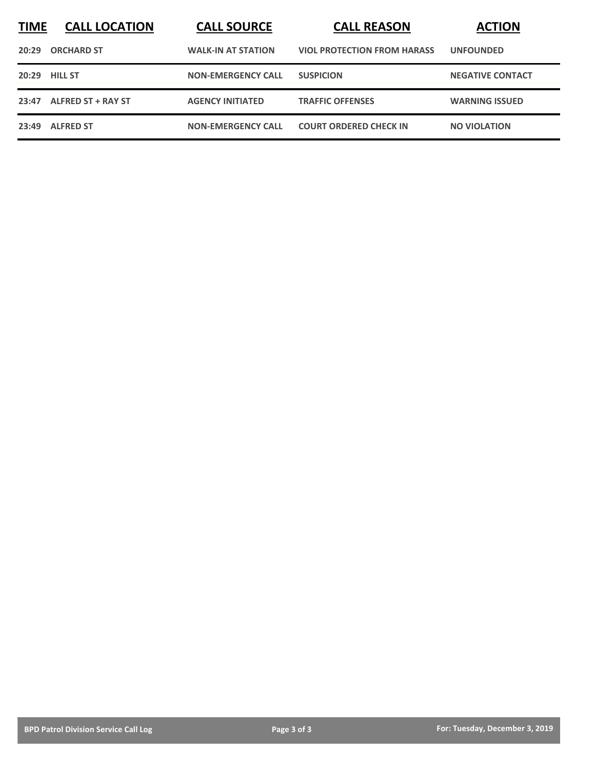| TIME | CALL LOCATION | CALL SOURCE | CALL REASON | ACTION |
|---|---|---|---|---|
| 20:29 | ORCHARD ST | WALK-IN AT STATION | VIOL PROTECTION FROM HARASS | UNFOUNDED |
| 20:29 | HILL ST | NON-EMERGENCY CALL | SUSPICION | NEGATIVE CONTACT |
| 23:47 | ALFRED ST + RAY ST | AGENCY INITIATED | TRAFFIC OFFENSES | WARNING ISSUED |
| 23:49 | ALFRED ST | NON-EMERGENCY CALL | COURT ORDERED CHECK IN | NO VIOLATION |